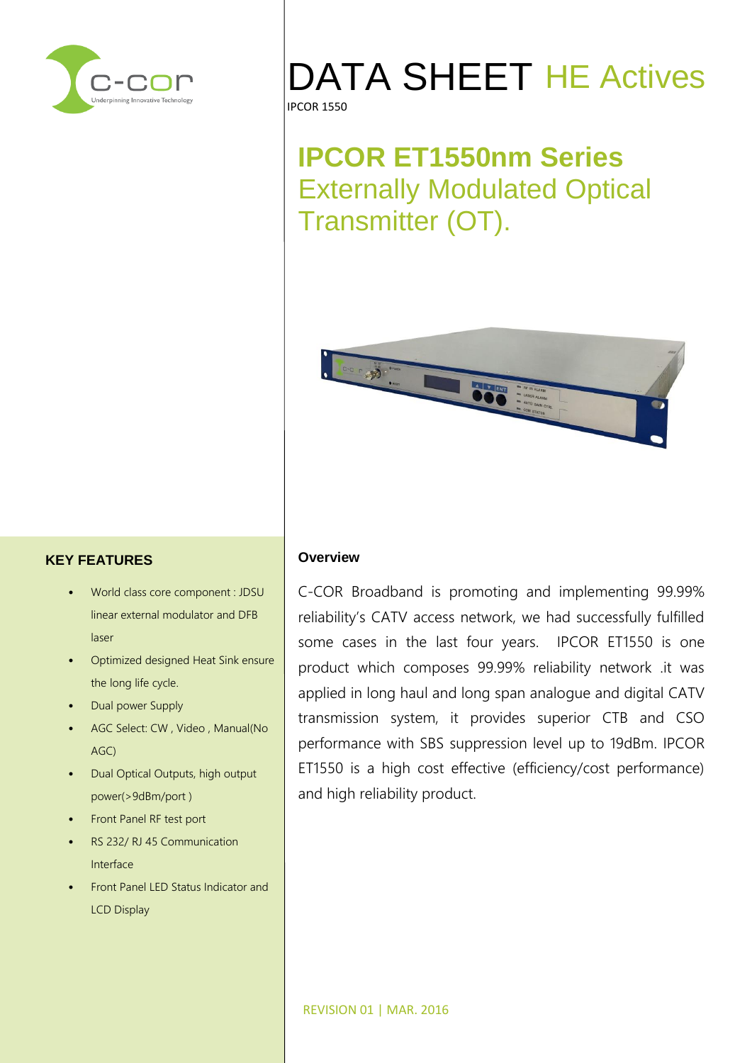# DATA SHEET HE Actives

IPCOR 1550

## IPCOR ET1550nm Series
Externally Modulated Optical Transmitter (OT).

### KEY FEATURES

- World class core component : JDSU linear external modulator and DFB laser
- Optimized designed Heat Sink ensure the long life cycle.
- Dual power Supply
- AGC Select: CW , Video , Manual(No AGC)
- Dual Optical Outputs, high output power(>9dBm/port )
- Front Panel RF test port
- RS 232/ RJ 45 Communication Interface
- Front Panel LED Status Indicator and LCD Display

### Overview

C-COR Broadband is promoting and implementing 99.99% reliability's CATV access network, we had successfully fulfilled some cases in the last four years. IPCOR ET1550 is one product which composes 99.99% reliability network .it was applied in long haul and long span analogue and digital CATV transmission system, it provides superior CTB and CSO performance with SBS suppression level up to 19dBm. IPCOR ET1550 is a high cost effective (efficiency/cost performance) and high reliability product.

REVISION 01 | MAR. 2016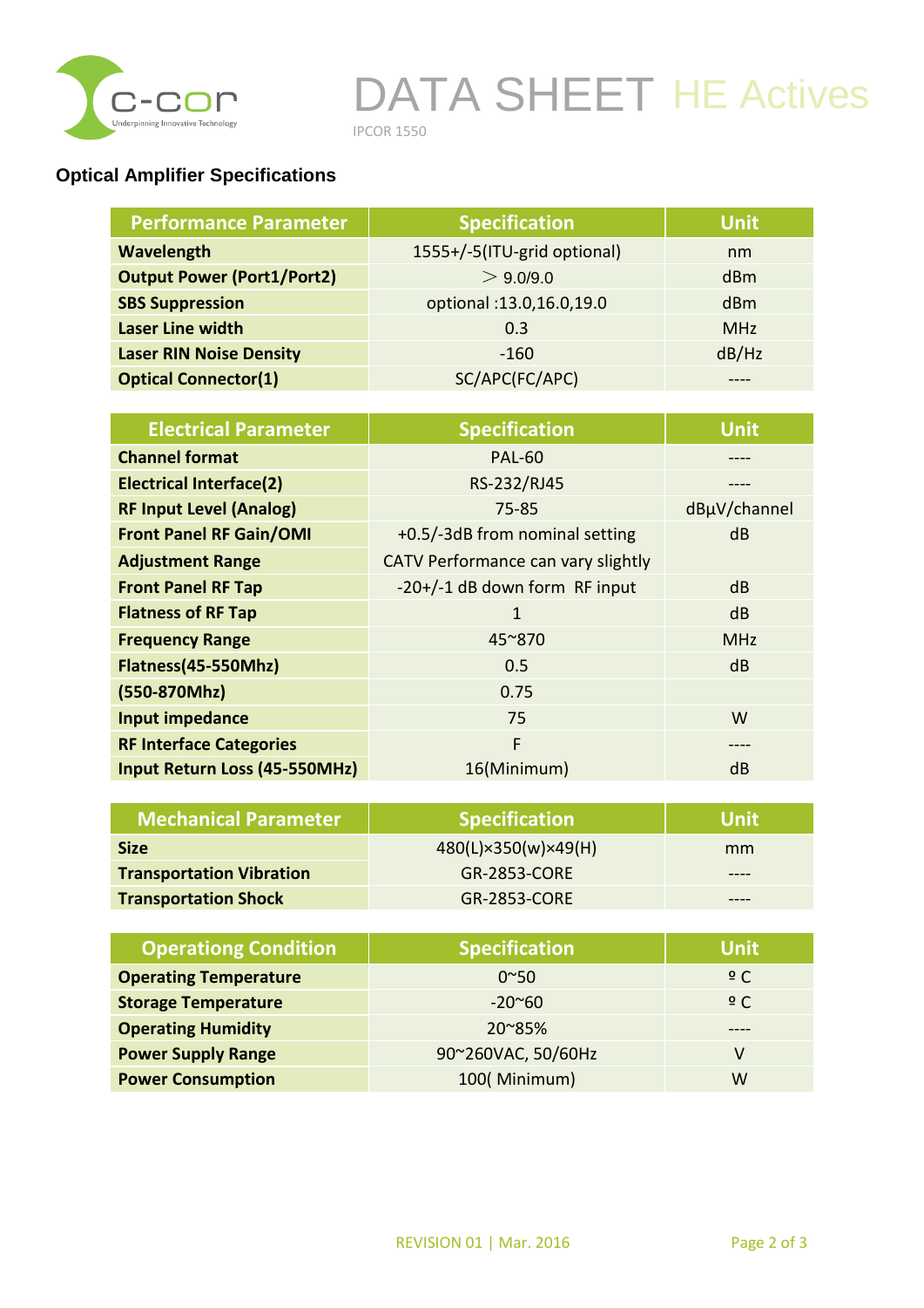## Optical Amplifier Specifications

| Performance Parameter | Specification | Unit |
|---|---|---|
| **Wavelength** | 1555+/-5(ITU-grid optional) | nm |
| **Output Power (Port1/Port2)** | ＞ 9.0/9.0 | dBm |
| **SBS Suppression** | optional :13.0,16.0,19.0 | dBm |
| **Laser Line width** | 0.3 | MHz |
| **Laser RIN Noise Density** | -160 | dB/Hz |
| **Optical Connector(1)** | SC/APC(FC/APC) | ---- |

| Electrical Parameter | Specification | Unit |
|---|---|---|
| **Channel format** | PAL-60 | ---- |
| **Electrical Interface(2)** | RS-232/RJ45 | ---- |
| **RF Input Level (Analog)** | 75-85 | dBµV/channel |
| **Front Panel RF Gain/OMI** | +0.5/-3dB from nominal setting | dB |
| **Adjustment Range** | CATV Performance can vary slightly | |
| **Front Panel RF Tap** | -20+/-1 dB down form RF input | dB |
| **Flatness of RF Tap** | 1 | dB |
| **Frequency Range** | 45~870 | MHz |
| **Flatness(45-550Mhz)** | 0.5 | dB |
| **(550-870Mhz)** | 0.75 | |
| **Input impedance** | 75 | W |
| **RF Interface Categories** | F | ---- |
| **Input Return Loss (45-550MHz)** | 16(Minimum) | dB |

| Mechanical Parameter | Specification | Unit |
|---|---|---|
| **Size** | 480(L)×350(w)×49(H) | mm |
| **Transportation Vibration** | GR-2853-CORE | ---- |
| **Transportation Shock** | GR-2853-CORE | ---- |

| Operationg Condition | Specification | Unit |
|---|---|---|
| **Operating Temperature** | 0~50 | º C |
| **Storage Temperature** | -20~60 | º C |
| **Operating Humidity** | 20~85% | ---- |
| **Power Supply Range** | 90~260VAC, 50/60Hz | V |
| **Power Consumption** | 100( Minimum) | W |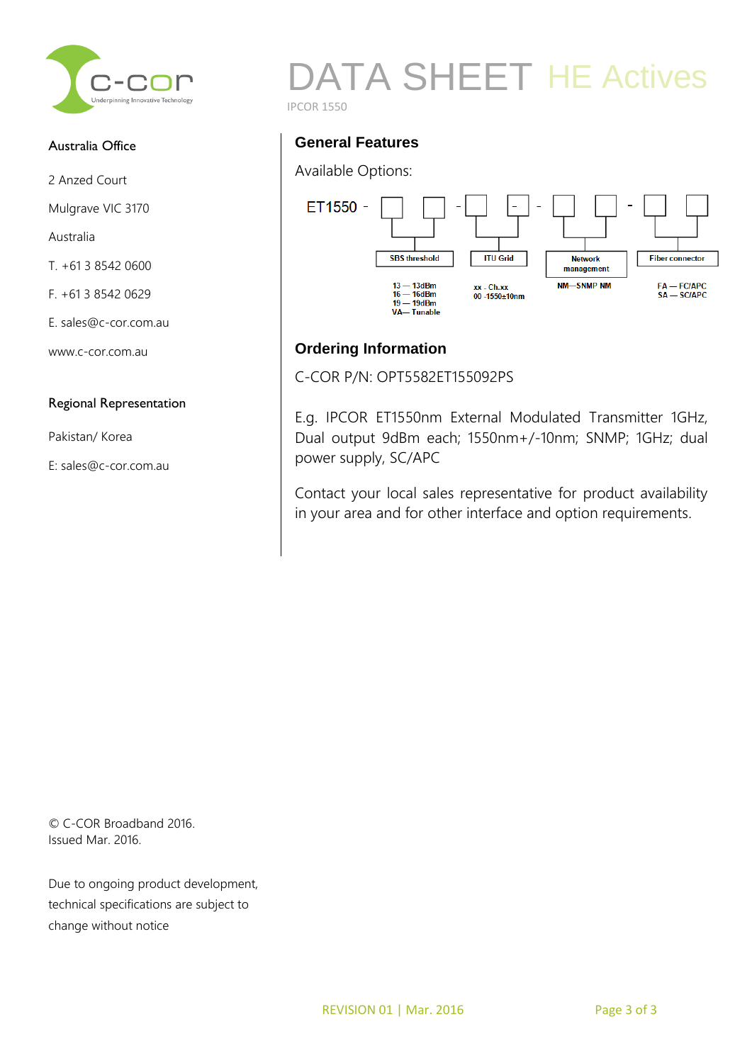# DATA SHEET HE Actives

IPCOR 1550

## General Features

Available Options:

ET1550 - [ ][ ] - [ ] - [ ] - [ ][ ] - [ ][ ]

SBS threshold
13 — 13dBm
16 — 16dBm
19 — 19dBm
VA— Tunable

ITU Grid
xx - Ch.xx
00 -1550±10nm

Network management
NM—SNMP NM

Fiber connector
FA — FC/APC
SA — SC/APC

## Ordering Information

C-COR P/N: OPT5582ET155092PS

E.g. IPCOR ET1550nm External Modulated Transmitter 1GHz, Dual output 9dBm each; 1550nm+/-10nm; SNMP; 1GHz; dual power supply, SC/APC

Contact your local sales representative for product availability in your area and for other interface and option requirements.

---

Australia Office

2 Anzed Court

Mulgrave VIC 3170

Australia

T. +61 3 8542 0600

F. +61 3 8542 0629

E. sales@c-cor.com.au

www.c-cor.com.au

Regional Representation

Pakistan/ Korea

E: sales@c-cor.com.au

© C-COR Broadband 2016.
Issued Mar. 2016.

Due to ongoing product development, technical specifications are subject to change without notice

REVISION 01 | Mar. 2016